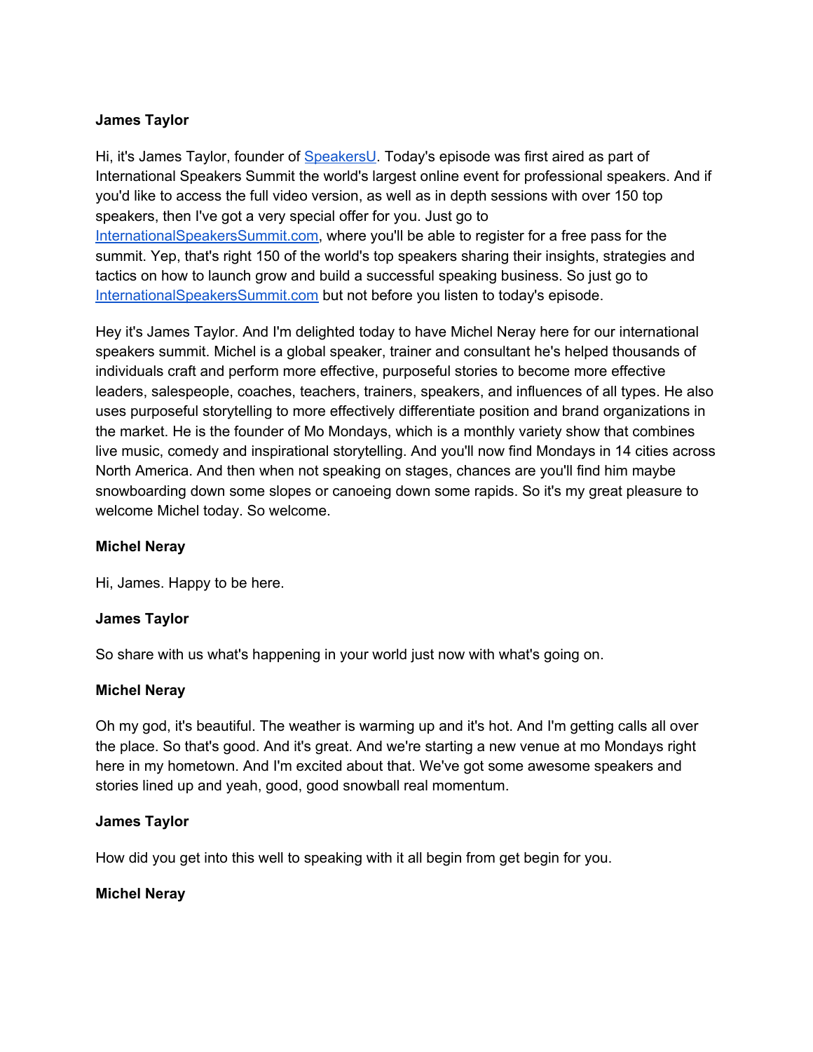**James Taylor**

Hi, it's James Taylor, founder of [SpeakersU](). Today's episode was first aired as part of International Speakers Summit the world's largest online event for professional speakers. And if you'd like to access the full video version, as well as in depth sessions with over 150 top speakers, then I've got a very special offer for you. Just go to [InternationalSpeakersSummit.com](), where you'll be able to register for a free pass for the summit. Yep, that's right 150 of the world's top speakers sharing their insights, strategies and tactics on how to launch grow and build a successful speaking business. So just go to [InternationalSpeakersSummit.com]() but not before you listen to today's episode.

Hey it's James Taylor. And I'm delighted today to have Michel Neray here for our international speakers summit. Michel is a global speaker, trainer and consultant he's helped thousands of individuals craft and perform more effective, purposeful stories to become more effective leaders, salespeople, coaches, teachers, trainers, speakers, and influences of all types. He also uses purposeful storytelling to more effectively differentiate position and brand organizations in the market. He is the founder of Mo Mondays, which is a monthly variety show that combines live music, comedy and inspirational storytelling. And you'll now find Mondays in 14 cities across North America. And then when not speaking on stages, chances are you'll find him maybe snowboarding down some slopes or canoeing down some rapids. So it's my great pleasure to welcome Michel today. So welcome.

**Michel Neray**

Hi, James. Happy to be here.

**James Taylor**

So share with us what's happening in your world just now with what's going on.

**Michel Neray**

Oh my god, it's beautiful. The weather is warming up and it's hot. And I'm getting calls all over the place. So that's good. And it's great. And we're starting a new venue at mo Mondays right here in my hometown. And I'm excited about that. We've got some awesome speakers and stories lined up and yeah, good, good snowball real momentum.

**James Taylor**

How did you get into this well to speaking with it all begin from get begin for you.

**Michel Neray**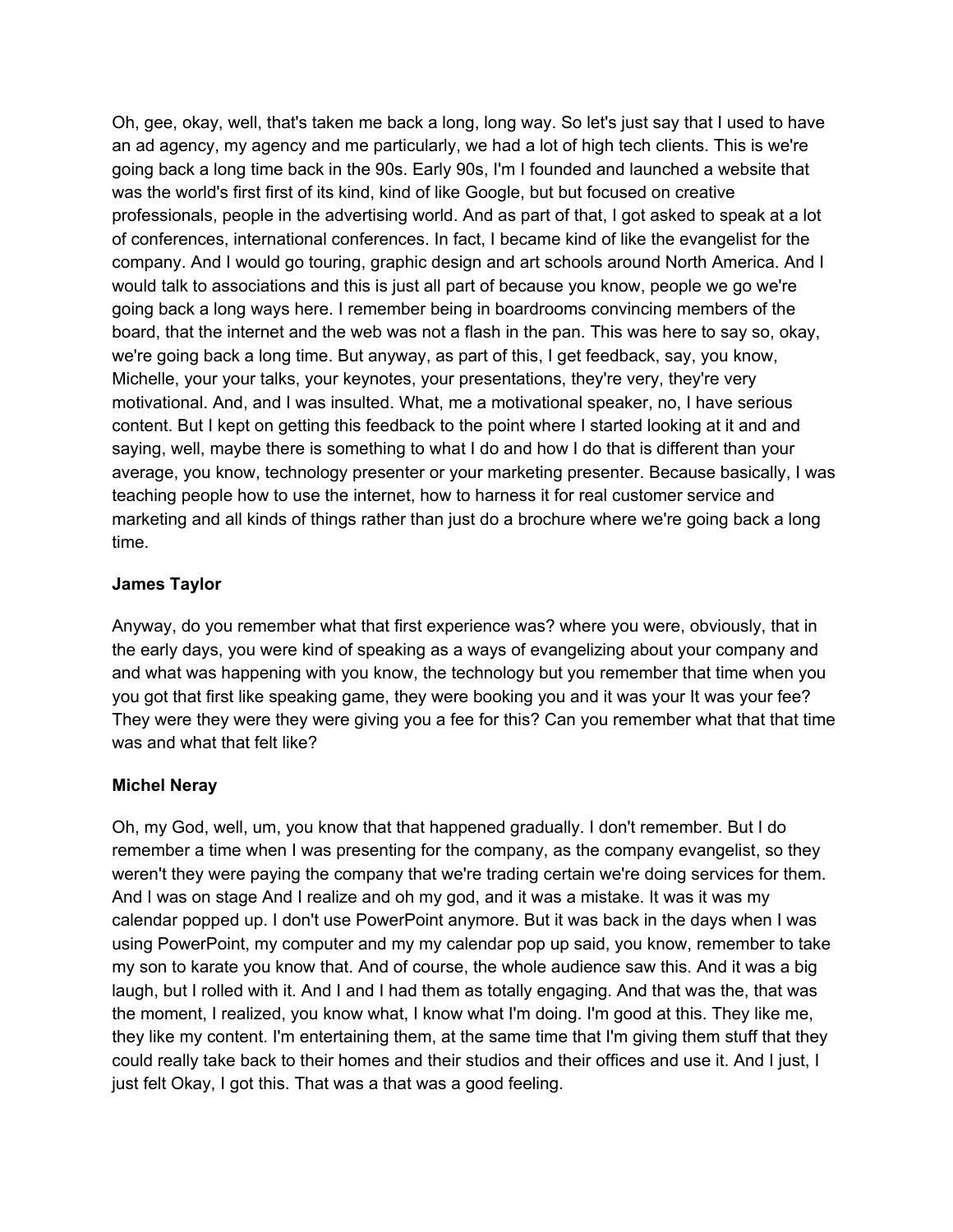Oh, gee, okay, well, that's taken me back a long, long way. So let's just say that I used to have an ad agency, my agency and me particularly, we had a lot of high tech clients. This is we're going back a long time back in the 90s. Early 90s, I'm I founded and launched a website that was the world's first first of its kind, kind of like Google, but but focused on creative professionals, people in the advertising world. And as part of that, I got asked to speak at a lot of conferences, international conferences. In fact, I became kind of like the evangelist for the company. And I would go touring, graphic design and art schools around North America. And I would talk to associations and this is just all part of because you know, people we go we're going back a long ways here. I remember being in boardrooms convincing members of the board, that the internet and the web was not a flash in the pan. This was here to say so, okay, we're going back a long time. But anyway, as part of this, I get feedback, say, you know, Michelle, your your talks, your keynotes, your presentations, they're very, they're very motivational. And, and I was insulted. What, me a motivational speaker, no, I have serious content. But I kept on getting this feedback to the point where I started looking at it and and saying, well, maybe there is something to what I do and how I do that is different than your average, you know, technology presenter or your marketing presenter. Because basically, I was teaching people how to use the internet, how to harness it for real customer service and marketing and all kinds of things rather than just do a brochure where we're going back a long time.

**James Taylor**

Anyway, do you remember what that first experience was? where you were, obviously, that in the early days, you were kind of speaking as a ways of evangelizing about your company and and what was happening with you know, the technology but you remember that time when you you got that first like speaking game, they were booking you and it was your It was your fee? They were they were they were giving you a fee for this? Can you remember what that that time was and what that felt like?

**Michel Neray**

Oh, my God, well, um, you know that that happened gradually. I don't remember. But I do remember a time when I was presenting for the company, as the company evangelist, so they weren't they were paying the company that we're trading certain we're doing services for them. And I was on stage And I realize and oh my god, and it was a mistake. It was it was my calendar popped up. I don't use PowerPoint anymore. But it was back in the days when I was using PowerPoint, my computer and my my calendar pop up said, you know, remember to take my son to karate you know that. And of course, the whole audience saw this. And it was a big laugh, but I rolled with it. And I and I had them as totally engaging. And that was the, that was the moment, I realized, you know what, I know what I'm doing. I'm good at this. They like me, they like my content. I'm entertaining them, at the same time that I'm giving them stuff that they could really take back to their homes and their studios and their offices and use it. And I just, I just felt Okay, I got this. That was a that was a good feeling.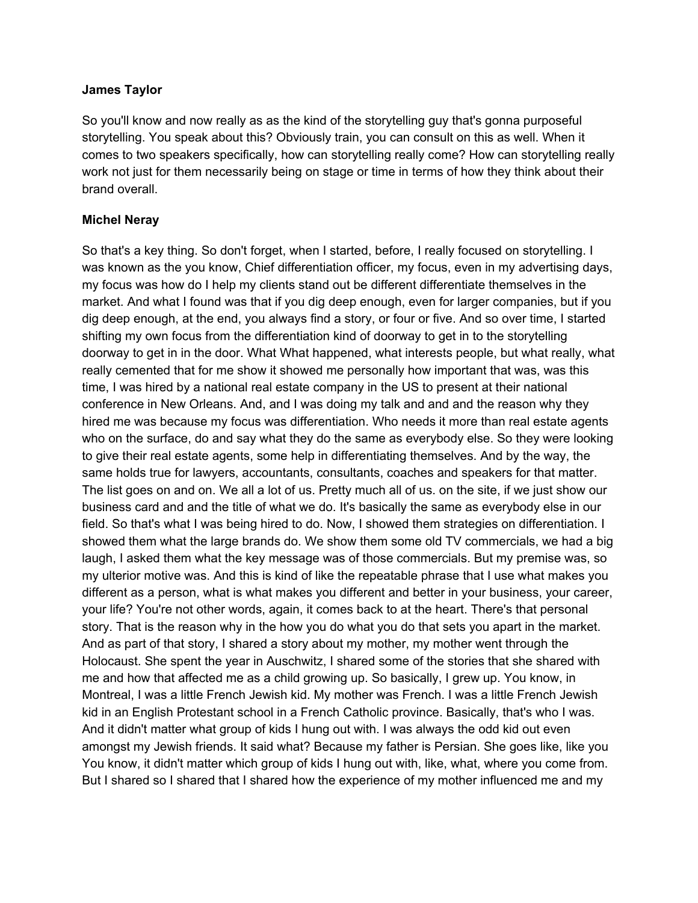**James Taylor**

So you'll know and now really as as the kind of the storytelling guy that's gonna purposeful storytelling. You speak about this? Obviously train, you can consult on this as well. When it comes to two speakers specifically, how can storytelling really come? How can storytelling really work not just for them necessarily being on stage or time in terms of how they think about their brand overall.

**Michel Neray**

So that's a key thing. So don't forget, when I started, before, I really focused on storytelling. I was known as the you know, Chief differentiation officer, my focus, even in my advertising days, my focus was how do I help my clients stand out be different differentiate themselves in the market. And what I found was that if you dig deep enough, even for larger companies, but if you dig deep enough, at the end, you always find a story, or four or five. And so over time, I started shifting my own focus from the differentiation kind of doorway to get in to the storytelling doorway to get in in the door. What What happened, what interests people, but what really, what really cemented that for me show it showed me personally how important that was, was this time, I was hired by a national real estate company in the US to present at their national conference in New Orleans. And, and I was doing my talk and and and the reason why they hired me was because my focus was differentiation. Who needs it more than real estate agents who on the surface, do and say what they do the same as everybody else. So they were looking to give their real estate agents, some help in differentiating themselves. And by the way, the same holds true for lawyers, accountants, consultants, coaches and speakers for that matter. The list goes on and on. We all a lot of us. Pretty much all of us. on the site, if we just show our business card and and the title of what we do. It's basically the same as everybody else in our field. So that's what I was being hired to do. Now, I showed them strategies on differentiation. I showed them what the large brands do. We show them some old TV commercials, we had a big laugh, I asked them what the key message was of those commercials. But my premise was, so my ulterior motive was. And this is kind of like the repeatable phrase that I use what makes you different as a person, what is what makes you different and better in your business, your career, your life? You're not other words, again, it comes back to at the heart. There's that personal story. That is the reason why in the how you do what you do that sets you apart in the market. And as part of that story, I shared a story about my mother, my mother went through the Holocaust. She spent the year in Auschwitz, I shared some of the stories that she shared with me and how that affected me as a child growing up. So basically, I grew up. You know, in Montreal, I was a little French Jewish kid. My mother was French. I was a little French Jewish kid in an English Protestant school in a French Catholic province. Basically, that's who I was. And it didn't matter what group of kids I hung out with. I was always the odd kid out even amongst my Jewish friends. It said what? Because my father is Persian. She goes like, like you You know, it didn't matter which group of kids I hung out with, like, what, where you come from. But I shared so I shared that I shared how the experience of my mother influenced me and my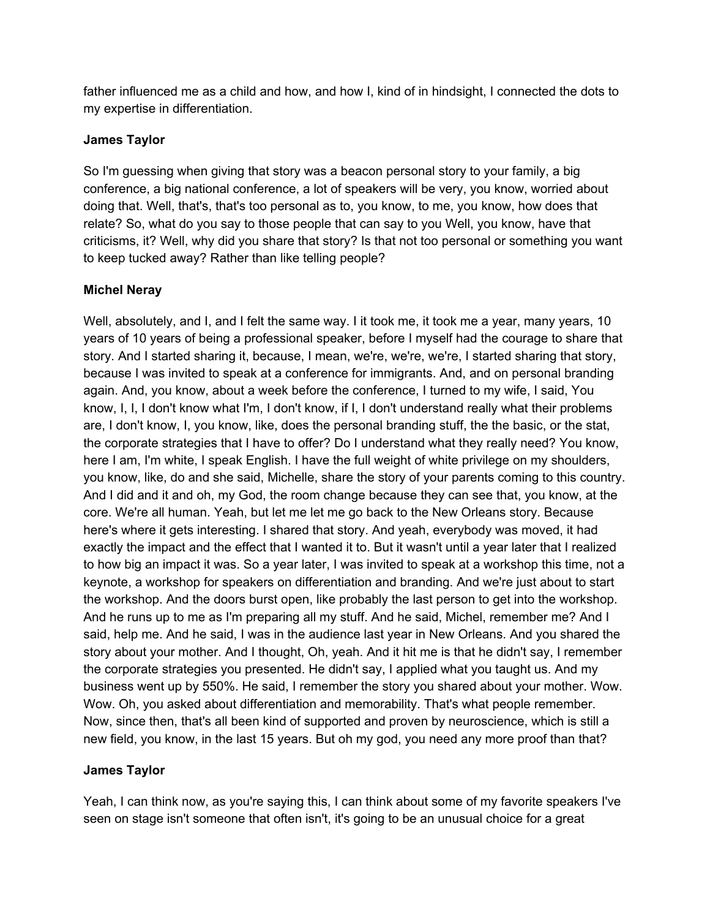father influenced me as a child and how, and how I, kind of in hindsight, I connected the dots to my expertise in differentiation.

**James Taylor**

So I'm guessing when giving that story was a beacon personal story to your family, a big conference, a big national conference, a lot of speakers will be very, you know, worried about doing that. Well, that's, that's too personal as to, you know, to me, you know, how does that relate? So, what do you say to those people that can say to you Well, you know, have that criticisms, it? Well, why did you share that story? Is that not too personal or something you want to keep tucked away? Rather than like telling people?

**Michel Neray**

Well, absolutely, and I, and I felt the same way. I it took me, it took me a year, many years, 10 years of 10 years of being a professional speaker, before I myself had the courage to share that story. And I started sharing it, because, I mean, we're, we're, we're, I started sharing that story, because I was invited to speak at a conference for immigrants. And, and on personal branding again. And, you know, about a week before the conference, I turned to my wife, I said, You know, I, I, I don't know what I'm, I don't know, if I, I don't understand really what their problems are, I don't know, I, you know, like, does the personal branding stuff, the the basic, or the stat, the corporate strategies that I have to offer? Do I understand what they really need? You know, here I am, I'm white, I speak English. I have the full weight of white privilege on my shoulders, you know, like, do and she said, Michelle, share the story of your parents coming to this country. And I did and it and oh, my God, the room change because they can see that, you know, at the core. We're all human. Yeah, but let me let me go back to the New Orleans story. Because here's where it gets interesting. I shared that story. And yeah, everybody was moved, it had exactly the impact and the effect that I wanted it to. But it wasn't until a year later that I realized to how big an impact it was. So a year later, I was invited to speak at a workshop this time, not a keynote, a workshop for speakers on differentiation and branding. And we're just about to start the workshop. And the doors burst open, like probably the last person to get into the workshop. And he runs up to me as I'm preparing all my stuff. And he said, Michel, remember me? And I said, help me. And he said, I was in the audience last year in New Orleans. And you shared the story about your mother. And I thought, Oh, yeah. And it hit me is that he didn't say, I remember the corporate strategies you presented. He didn't say, I applied what you taught us. And my business went up by 550%. He said, I remember the story you shared about your mother. Wow. Wow. Oh, you asked about differentiation and memorability. That's what people remember. Now, since then, that's all been kind of supported and proven by neuroscience, which is still a new field, you know, in the last 15 years. But oh my god, you need any more proof than that?

**James Taylor**

Yeah, I can think now, as you're saying this, I can think about some of my favorite speakers I've seen on stage isn't someone that often isn't, it's going to be an unusual choice for a great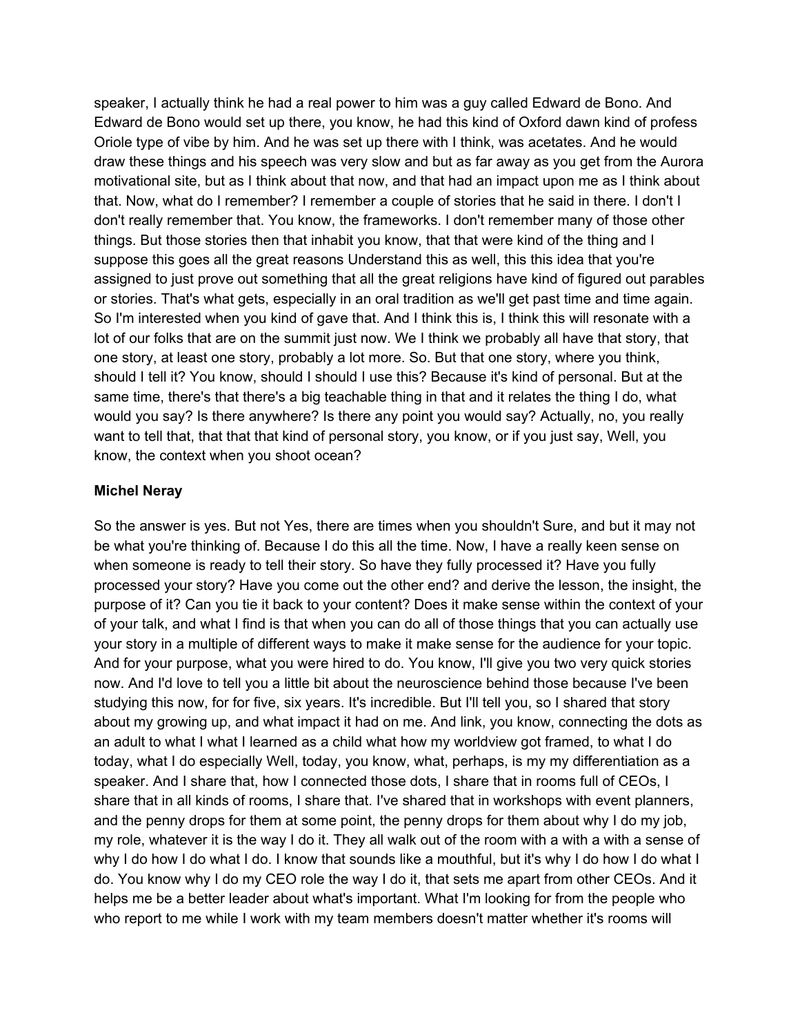speaker, I actually think he had a real power to him was a guy called Edward de Bono. And Edward de Bono would set up there, you know, he had this kind of Oxford dawn kind of profess Oriole type of vibe by him. And he was set up there with I think, was acetates. And he would draw these things and his speech was very slow and but as far away as you get from the Aurora motivational site, but as I think about that now, and that had an impact upon me as I think about that. Now, what do I remember? I remember a couple of stories that he said in there. I don't I don't really remember that. You know, the frameworks. I don't remember many of those other things. But those stories then that inhabit you know, that that were kind of the thing and I suppose this goes all the great reasons Understand this as well, this this idea that you're assigned to just prove out something that all the great religions have kind of figured out parables or stories. That's what gets, especially in an oral tradition as we'll get past time and time again. So I'm interested when you kind of gave that. And I think this is, I think this will resonate with a lot of our folks that are on the summit just now. We I think we probably all have that story, that one story, at least one story, probably a lot more. So. But that one story, where you think, should I tell it? You know, should I should I use this? Because it's kind of personal. But at the same time, there's that there's a big teachable thing in that and it relates the thing I do, what would you say? Is there anywhere? Is there any point you would say? Actually, no, you really want to tell that, that that that kind of personal story, you know, or if you just say, Well, you know, the context when you shoot ocean?

**Michel Neray**

So the answer is yes. But not Yes, there are times when you shouldn't Sure, and but it may not be what you're thinking of. Because I do this all the time. Now, I have a really keen sense on when someone is ready to tell their story. So have they fully processed it? Have you fully processed your story? Have you come out the other end? and derive the lesson, the insight, the purpose of it? Can you tie it back to your content? Does it make sense within the context of your of your talk, and what I find is that when you can do all of those things that you can actually use your story in a multiple of different ways to make it make sense for the audience for your topic. And for your purpose, what you were hired to do. You know, I'll give you two very quick stories now. And I'd love to tell you a little bit about the neuroscience behind those because I've been studying this now, for for five, six years. It's incredible. But I'll tell you, so I shared that story about my growing up, and what impact it had on me. And link, you know, connecting the dots as an adult to what I what I learned as a child what how my worldview got framed, to what I do today, what I do especially Well, today, you know, what, perhaps, is my my differentiation as a speaker. And I share that, how I connected those dots, I share that in rooms full of CEOs, I share that in all kinds of rooms, I share that. I've shared that in workshops with event planners, and the penny drops for them at some point, the penny drops for them about why I do my job, my role, whatever it is the way I do it. They all walk out of the room with a with a with a sense of why I do how I do what I do. I know that sounds like a mouthful, but it's why I do how I do what I do. You know why I do my CEO role the way I do it, that sets me apart from other CEOs. And it helps me be a better leader about what's important. What I'm looking for from the people who who report to me while I work with my team members doesn't matter whether it's rooms will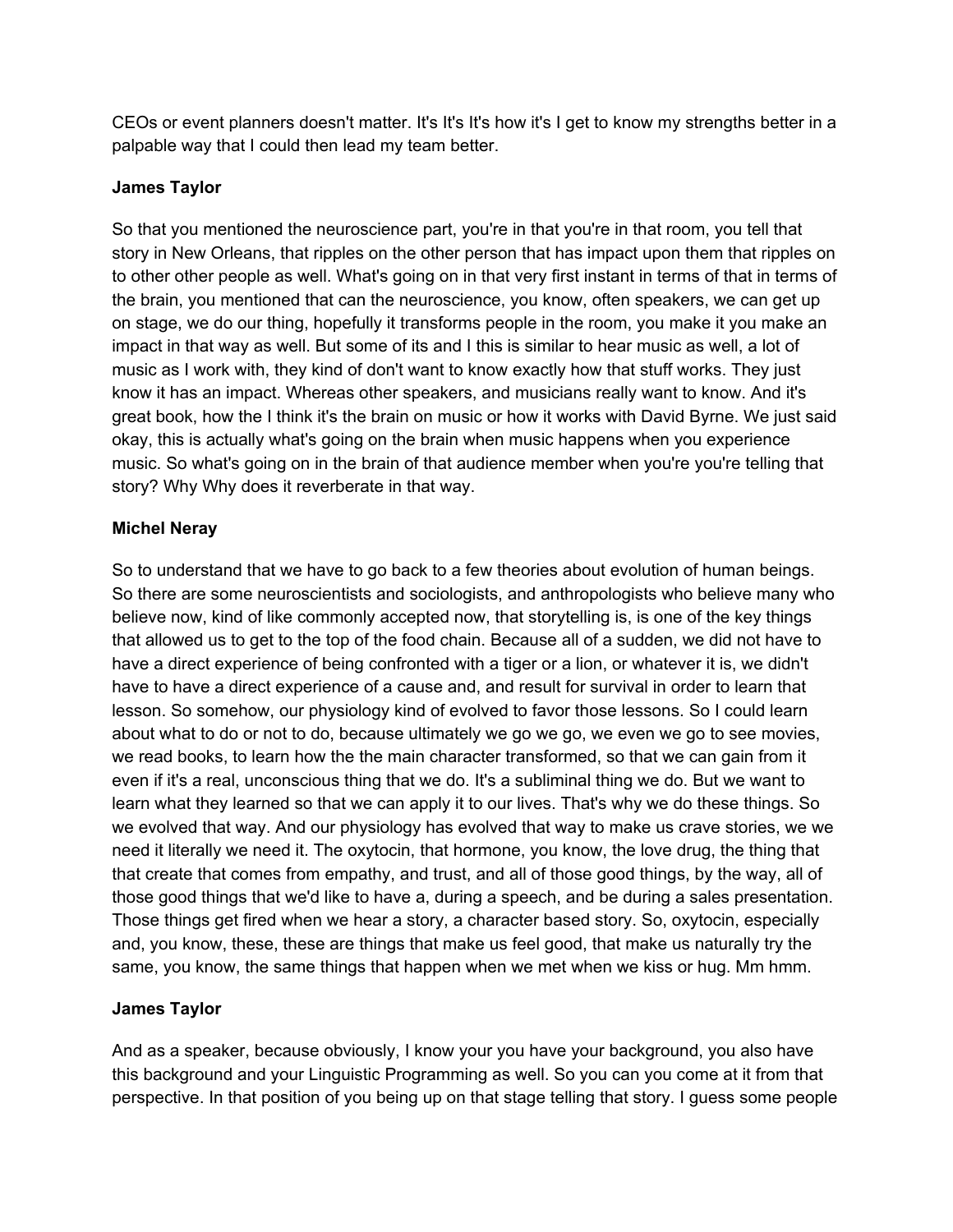CEOs or event planners doesn't matter. It's It's It's how it's I get to know my strengths better in a palpable way that I could then lead my team better.

**James Taylor**

So that you mentioned the neuroscience part, you're in that you're in that room, you tell that story in New Orleans, that ripples on the other person that has impact upon them that ripples on to other other people as well. What's going on in that very first instant in terms of that in terms of the brain, you mentioned that can the neuroscience, you know, often speakers, we can get up on stage, we do our thing, hopefully it transforms people in the room, you make it you make an impact in that way as well. But some of its and I this is similar to hear music as well, a lot of music as I work with, they kind of don't want to know exactly how that stuff works. They just know it has an impact. Whereas other speakers, and musicians really want to know. And it's great book, how the I think it's the brain on music or how it works with David Byrne. We just said okay, this is actually what's going on the brain when music happens when you experience music. So what's going on in the brain of that audience member when you're you're telling that story? Why Why does it reverberate in that way.

**Michel Neray**

So to understand that we have to go back to a few theories about evolution of human beings. So there are some neuroscientists and sociologists, and anthropologists who believe many who believe now, kind of like commonly accepted now, that storytelling is, is one of the key things that allowed us to get to the top of the food chain. Because all of a sudden, we did not have to have a direct experience of being confronted with a tiger or a lion, or whatever it is, we didn't have to have a direct experience of a cause and, and result for survival in order to learn that lesson. So somehow, our physiology kind of evolved to favor those lessons. So I could learn about what to do or not to do, because ultimately we go we go, we even we go to see movies, we read books, to learn how the the main character transformed, so that we can gain from it even if it's a real, unconscious thing that we do. It's a subliminal thing we do. But we want to learn what they learned so that we can apply it to our lives. That's why we do these things. So we evolved that way. And our physiology has evolved that way to make us crave stories, we we need it literally we need it. The oxytocin, that hormone, you know, the love drug, the thing that that create that comes from empathy, and trust, and all of those good things, by the way, all of those good things that we'd like to have a, during a speech, and be during a sales presentation. Those things get fired when we hear a story, a character based story. So, oxytocin, especially and, you know, these, these are things that make us feel good, that make us naturally try the same, you know, the same things that happen when we met when we kiss or hug. Mm hmm.

**James Taylor**

And as a speaker, because obviously, I know your you have your background, you also have this background and your Linguistic Programming as well. So you can you come at it from that perspective. In that position of you being up on that stage telling that story. I guess some people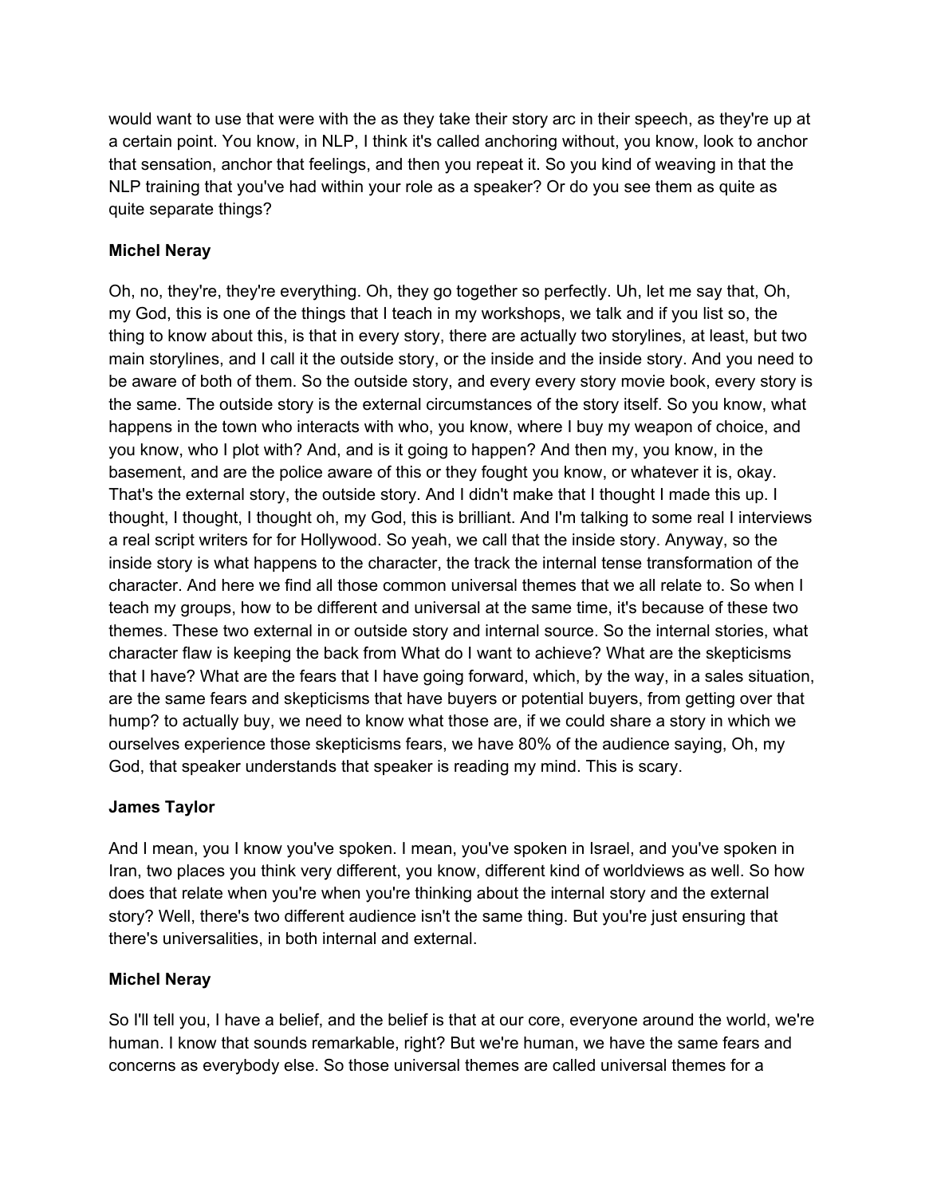would want to use that were with the as they take their story arc in their speech, as they're up at a certain point. You know, in NLP, I think it's called anchoring without, you know, look to anchor that sensation, anchor that feelings, and then you repeat it. So you kind of weaving in that the NLP training that you've had within your role as a speaker? Or do you see them as quite as quite separate things?

**Michel Neray**

Oh, no, they're, they're everything. Oh, they go together so perfectly. Uh, let me say that, Oh, my God, this is one of the things that I teach in my workshops, we talk and if you list so, the thing to know about this, is that in every story, there are actually two storylines, at least, but two main storylines, and I call it the outside story, or the inside and the inside story. And you need to be aware of both of them. So the outside story, and every every story movie book, every story is the same. The outside story is the external circumstances of the story itself. So you know, what happens in the town who interacts with who, you know, where I buy my weapon of choice, and you know, who I plot with? And, and is it going to happen? And then my, you know, in the basement, and are the police aware of this or they fought you know, or whatever it is, okay. That's the external story, the outside story. And I didn't make that I thought I made this up. I thought, I thought, I thought oh, my God, this is brilliant. And I'm talking to some real I interviews a real script writers for for Hollywood. So yeah, we call that the inside story. Anyway, so the inside story is what happens to the character, the track the internal tense transformation of the character. And here we find all those common universal themes that we all relate to. So when I teach my groups, how to be different and universal at the same time, it's because of these two themes. These two external in or outside story and internal source. So the internal stories, what character flaw is keeping the back from What do I want to achieve? What are the skepticisms that I have? What are the fears that I have going forward, which, by the way, in a sales situation, are the same fears and skepticisms that have buyers or potential buyers, from getting over that hump? to actually buy, we need to know what those are, if we could share a story in which we ourselves experience those skepticisms fears, we have 80% of the audience saying, Oh, my God, that speaker understands that speaker is reading my mind. This is scary.

**James Taylor**

And I mean, you I know you've spoken. I mean, you've spoken in Israel, and you've spoken in Iran, two places you think very different, you know, different kind of worldviews as well. So how does that relate when you're when you're thinking about the internal story and the external story? Well, there's two different audience isn't the same thing. But you're just ensuring that there's universalities, in both internal and external.

**Michel Neray**

So I'll tell you, I have a belief, and the belief is that at our core, everyone around the world, we're human. I know that sounds remarkable, right? But we're human, we have the same fears and concerns as everybody else. So those universal themes are called universal themes for a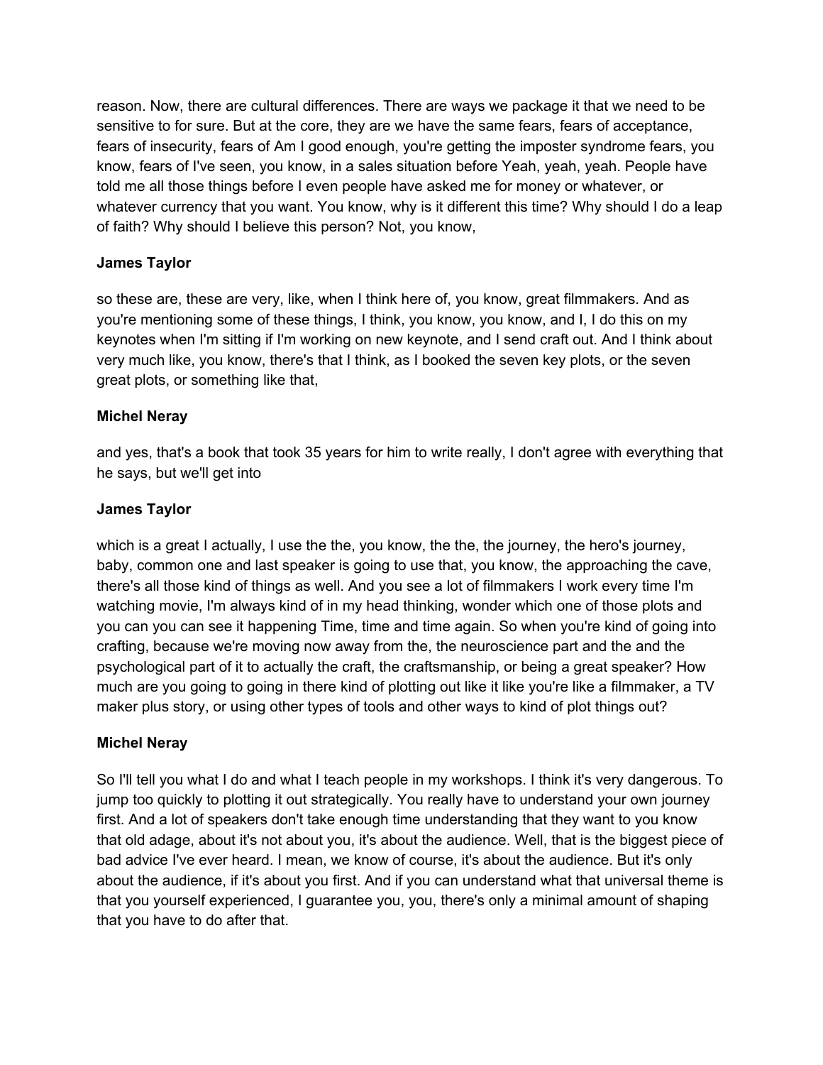reason. Now, there are cultural differences. There are ways we package it that we need to be sensitive to for sure. But at the core, they are we have the same fears, fears of acceptance, fears of insecurity, fears of Am I good enough, you're getting the imposter syndrome fears, you know, fears of I've seen, you know, in a sales situation before Yeah, yeah, yeah. People have told me all those things before I even people have asked me for money or whatever, or whatever currency that you want. You know, why is it different this time? Why should I do a leap of faith? Why should I believe this person? Not, you know,

**James Taylor**

so these are, these are very, like, when I think here of, you know, great filmmakers. And as you're mentioning some of these things, I think, you know, you know, and I, I do this on my keynotes when I'm sitting if I'm working on new keynote, and I send craft out. And I think about very much like, you know, there's that I think, as I booked the seven key plots, or the seven great plots, or something like that,

**Michel Neray**

and yes, that's a book that took 35 years for him to write really, I don't agree with everything that he says, but we'll get into

**James Taylor**

which is a great I actually, I use the the, you know, the the, the journey, the hero's journey, baby, common one and last speaker is going to use that, you know, the approaching the cave, there's all those kind of things as well. And you see a lot of filmmakers I work every time I'm watching movie, I'm always kind of in my head thinking, wonder which one of those plots and you can you can see it happening Time, time and time again. So when you're kind of going into crafting, because we're moving now away from the, the neuroscience part and the and the psychological part of it to actually the craft, the craftsmanship, or being a great speaker? How much are you going to going in there kind of plotting out like it like you're like a filmmaker, a TV maker plus story, or using other types of tools and other ways to kind of plot things out?

**Michel Neray**

So I'll tell you what I do and what I teach people in my workshops. I think it's very dangerous. To jump too quickly to plotting it out strategically. You really have to understand your own journey first. And a lot of speakers don't take enough time understanding that they want to you know that old adage, about it's not about you, it's about the audience. Well, that is the biggest piece of bad advice I've ever heard. I mean, we know of course, it's about the audience. But it's only about the audience, if it's about you first. And if you can understand what that universal theme is that you yourself experienced, I guarantee you, you, there's only a minimal amount of shaping that you have to do after that.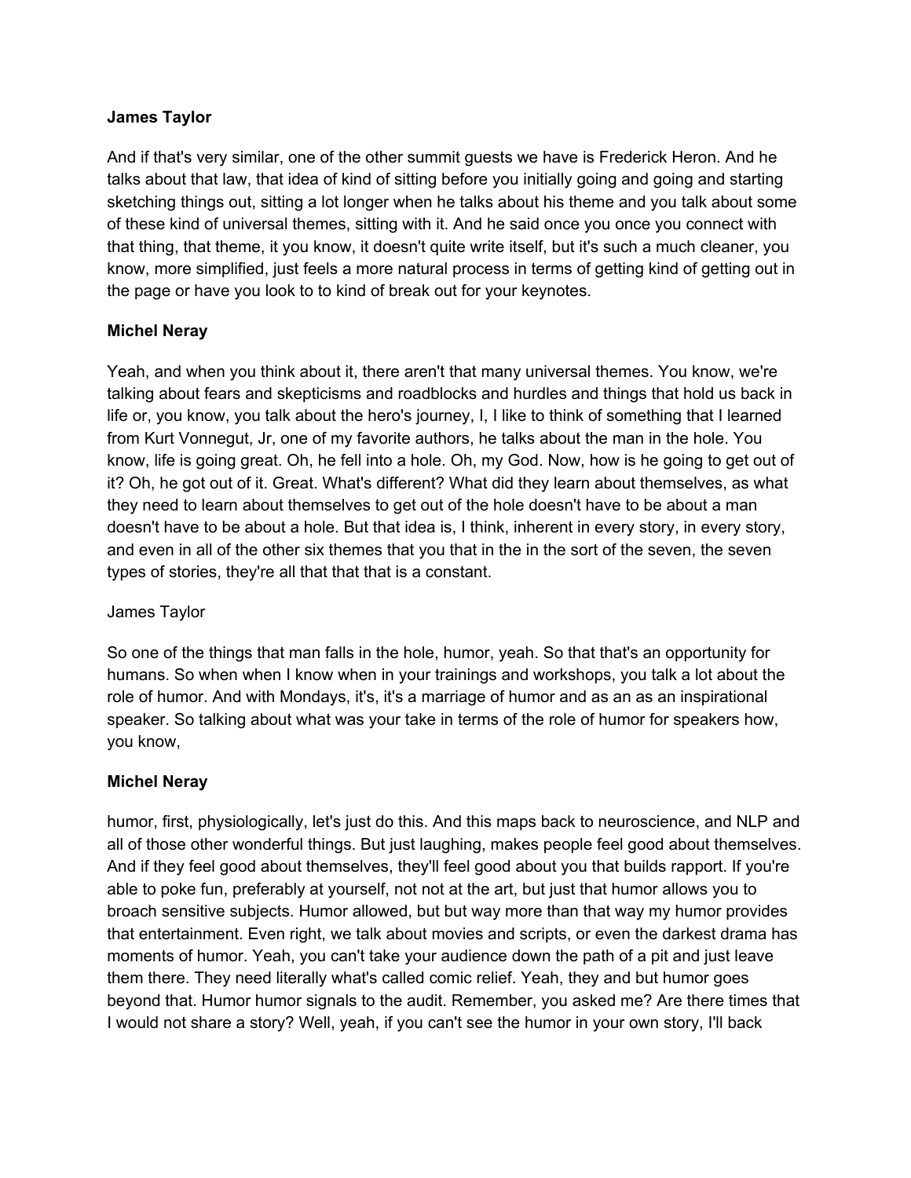**James Taylor**

And if that's very similar, one of the other summit guests we have is Frederick Heron. And he talks about that law, that idea of kind of sitting before you initially going and going and starting sketching things out, sitting a lot longer when he talks about his theme and you talk about some of these kind of universal themes, sitting with it. And he said once you once you connect with that thing, that theme, it you know, it doesn't quite write itself, but it's such a much cleaner, you know, more simplified, just feels a more natural process in terms of getting kind of getting out in the page or have you look to to kind of break out for your keynotes.

**Michel Neray**

Yeah, and when you think about it, there aren't that many universal themes. You know, we're talking about fears and skepticisms and roadblocks and hurdles and things that hold us back in life or, you know, you talk about the hero's journey, I, I like to think of something that I learned from Kurt Vonnegut, Jr, one of my favorite authors, he talks about the man in the hole. You know, life is going great. Oh, he fell into a hole. Oh, my God. Now, how is he going to get out of it? Oh, he got out of it. Great. What's different? What did they learn about themselves, as what they need to learn about themselves to get out of the hole doesn't have to be about a man doesn't have to be about a hole. But that idea is, I think, inherent in every story, in every story, and even in all of the other six themes that you that in the in the sort of the seven, the seven types of stories, they're all that that that is a constant.

James Taylor

So one of the things that man falls in the hole, humor, yeah. So that that's an opportunity for humans. So when when I know when in your trainings and workshops, you talk a lot about the role of humor. And with Mondays, it's, it's a marriage of humor and as an as an inspirational speaker. So talking about what was your take in terms of the role of humor for speakers how, you know,

**Michel Neray**

humor, first, physiologically, let's just do this. And this maps back to neuroscience, and NLP and all of those other wonderful things. But just laughing, makes people feel good about themselves. And if they feel good about themselves, they'll feel good about you that builds rapport. If you're able to poke fun, preferably at yourself, not not at the art, but just that humor allows you to broach sensitive subjects. Humor allowed, but but way more than that way my humor provides that entertainment. Even right, we talk about movies and scripts, or even the darkest drama has moments of humor. Yeah, you can't take your audience down the path of a pit and just leave them there. They need literally what's called comic relief. Yeah, they and but humor goes beyond that. Humor humor signals to the audit. Remember, you asked me? Are there times that I would not share a story? Well, yeah, if you can't see the humor in your own story, I'll back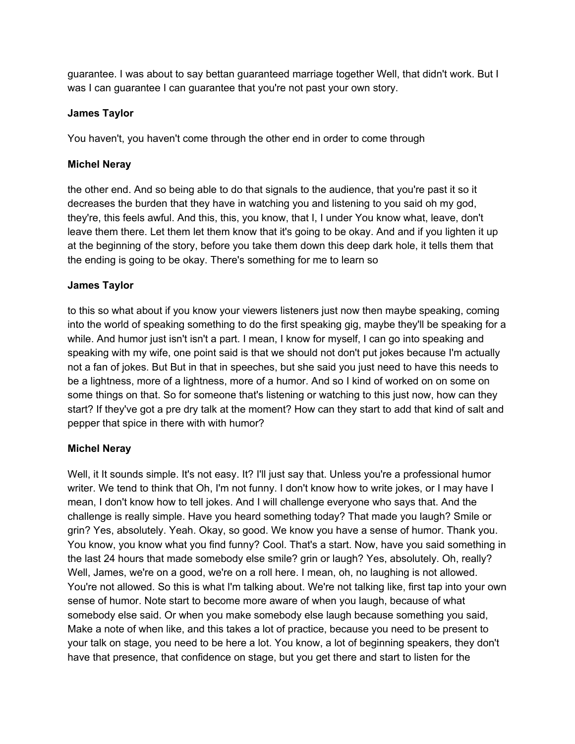guarantee. I was about to say bettan guaranteed marriage together Well, that didn't work. But I was I can guarantee I can guarantee that you're not past your own story.

**James Taylor**

You haven't, you haven't come through the other end in order to come through

**Michel Neray**

the other end. And so being able to do that signals to the audience, that you're past it so it decreases the burden that they have in watching you and listening to you said oh my god, they're, this feels awful. And this, this, you know, that I, I under You know what, leave, don't leave them there. Let them let them know that it's going to be okay. And and if you lighten it up at the beginning of the story, before you take them down this deep dark hole, it tells them that the ending is going to be okay. There's something for me to learn so

**James Taylor**

to this so what about if you know your viewers listeners just now then maybe speaking, coming into the world of speaking something to do the first speaking gig, maybe they'll be speaking for a while. And humor just isn't isn't a part. I mean, I know for myself, I can go into speaking and speaking with my wife, one point said is that we should not don't put jokes because I'm actually not a fan of jokes. But But in that in speeches, but she said you just need to have this needs to be a lightness, more of a lightness, more of a humor. And so I kind of worked on on some on some things on that. So for someone that's listening or watching to this just now, how can they start? If they've got a pre dry talk at the moment? How can they start to add that kind of salt and pepper that spice in there with with humor?

**Michel Neray**

Well, it It sounds simple. It's not easy. It? I'll just say that. Unless you're a professional humor writer. We tend to think that Oh, I'm not funny. I don't know how to write jokes, or I may have I mean, I don't know how to tell jokes. And I will challenge everyone who says that. And the challenge is really simple. Have you heard something today? That made you laugh? Smile or grin? Yes, absolutely. Yeah. Okay, so good. We know you have a sense of humor. Thank you. You know, you know what you find funny? Cool. That's a start. Now, have you said something in the last 24 hours that made somebody else smile? grin or laugh? Yes, absolutely. Oh, really? Well, James, we're on a good, we're on a roll here. I mean, oh, no laughing is not allowed. You're not allowed. So this is what I'm talking about. We're not talking like, first tap into your own sense of humor. Note start to become more aware of when you laugh, because of what somebody else said. Or when you make somebody else laugh because something you said, Make a note of when like, and this takes a lot of practice, because you need to be present to your talk on stage, you need to be here a lot. You know, a lot of beginning speakers, they don't have that presence, that confidence on stage, but you get there and start to listen for the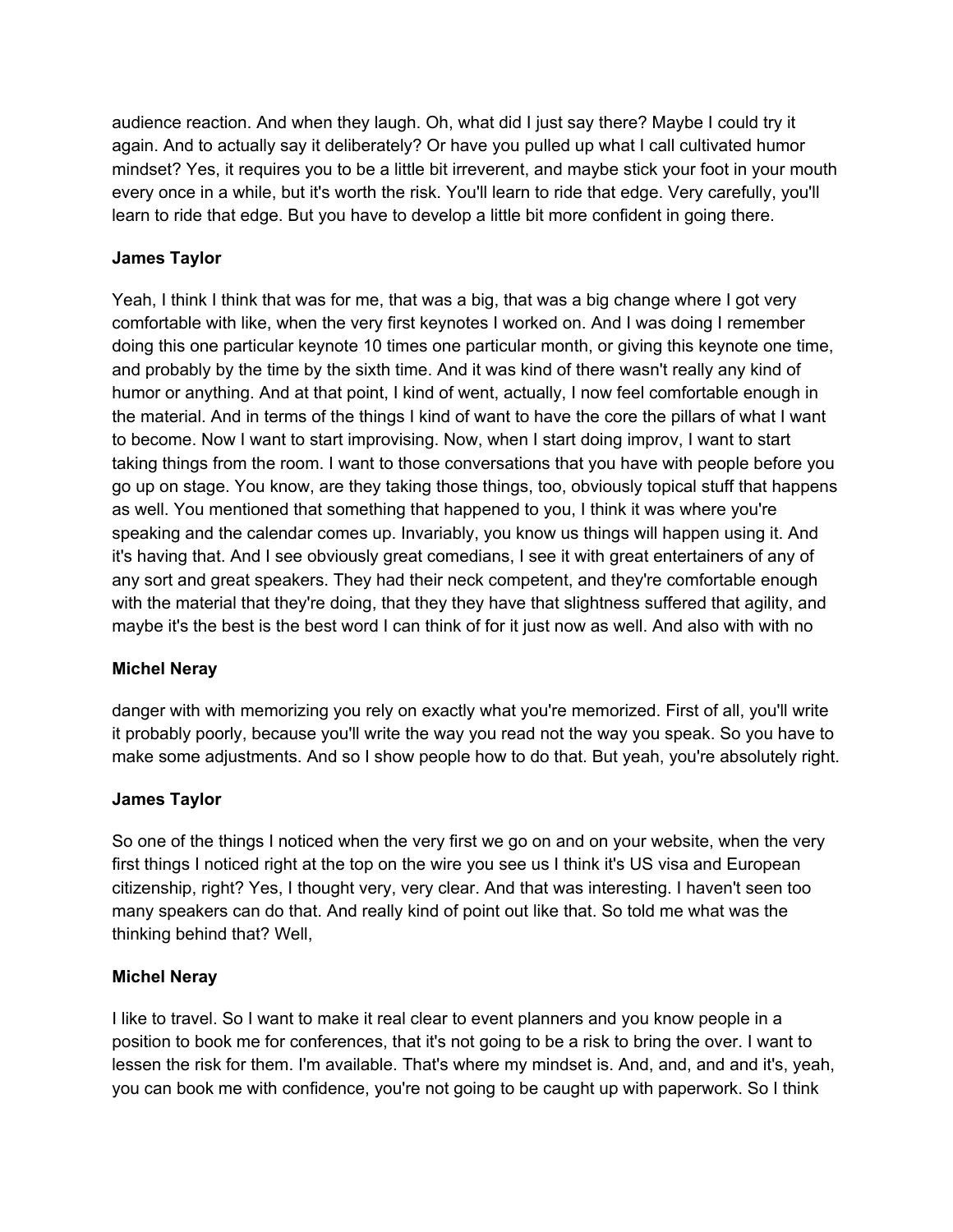audience reaction. And when they laugh. Oh, what did I just say there? Maybe I could try it again. And to actually say it deliberately? Or have you pulled up what I call cultivated humor mindset? Yes, it requires you to be a little bit irreverent, and maybe stick your foot in your mouth every once in a while, but it's worth the risk. You'll learn to ride that edge. Very carefully, you'll learn to ride that edge. But you have to develop a little bit more confident in going there.

**James Taylor**

Yeah, I think I think that was for me, that was a big, that was a big change where I got very comfortable with like, when the very first keynotes I worked on. And I was doing I remember doing this one particular keynote 10 times one particular month, or giving this keynote one time, and probably by the time by the sixth time. And it was kind of there wasn't really any kind of humor or anything. And at that point, I kind of went, actually, I now feel comfortable enough in the material. And in terms of the things I kind of want to have the core the pillars of what I want to become. Now I want to start improvising. Now, when I start doing improv, I want to start taking things from the room. I want to those conversations that you have with people before you go up on stage. You know, are they taking those things, too, obviously topical stuff that happens as well. You mentioned that something that happened to you, I think it was where you're speaking and the calendar comes up. Invariably, you know us things will happen using it. And it's having that. And I see obviously great comedians, I see it with great entertainers of any of any sort and great speakers. They had their neck competent, and they're comfortable enough with the material that they're doing, that they they have that slightness suffered that agility, and maybe it's the best is the best word I can think of for it just now as well. And also with with no

**Michel Neray**

danger with with memorizing you rely on exactly what you're memorized. First of all, you'll write it probably poorly, because you'll write the way you read not the way you speak. So you have to make some adjustments. And so I show people how to do that. But yeah, you're absolutely right.

**James Taylor**

So one of the things I noticed when the very first we go on and on your website, when the very first things I noticed right at the top on the wire you see us I think it's US visa and European citizenship, right? Yes, I thought very, very clear. And that was interesting. I haven't seen too many speakers can do that. And really kind of point out like that. So told me what was the thinking behind that? Well,

**Michel Neray**

I like to travel. So I want to make it real clear to event planners and you know people in a position to book me for conferences, that it's not going to be a risk to bring the over. I want to lessen the risk for them. I'm available. That's where my mindset is. And, and, and and it's, yeah, you can book me with confidence, you're not going to be caught up with paperwork. So I think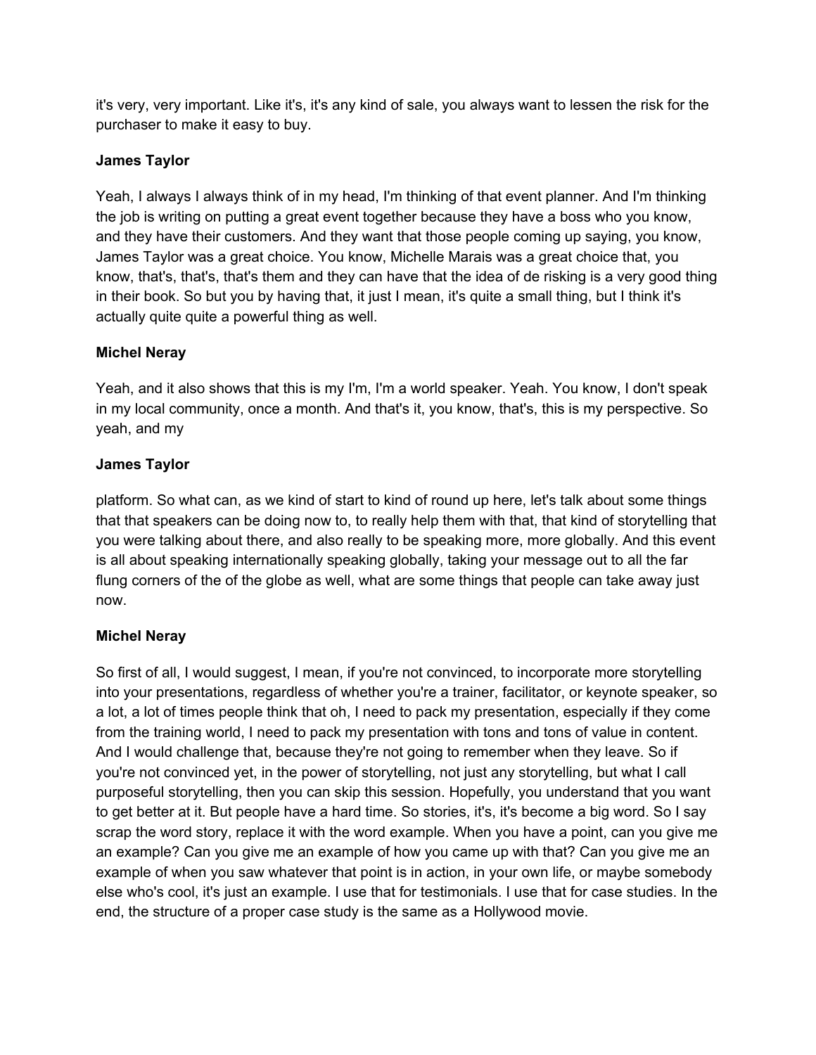it's very, very important. Like it's, it's any kind of sale, you always want to lessen the risk for the purchaser to make it easy to buy.

**James Taylor**

Yeah, I always I always think of in my head, I'm thinking of that event planner. And I'm thinking the job is writing on putting a great event together because they have a boss who you know, and they have their customers. And they want that those people coming up saying, you know, James Taylor was a great choice. You know, Michelle Marais was a great choice that, you know, that's, that's, that's them and they can have that the idea of de risking is a very good thing in their book. So but you by having that, it just I mean, it's quite a small thing, but I think it's actually quite quite a powerful thing as well.

**Michel Neray**

Yeah, and it also shows that this is my I'm, I'm a world speaker. Yeah. You know, I don't speak in my local community, once a month. And that's it, you know, that's, this is my perspective. So yeah, and my

**James Taylor**

platform. So what can, as we kind of start to kind of round up here, let's talk about some things that that speakers can be doing now to, to really help them with that, that kind of storytelling that you were talking about there, and also really to be speaking more, more globally. And this event is all about speaking internationally speaking globally, taking your message out to all the far flung corners of the of the globe as well, what are some things that people can take away just now.

**Michel Neray**

So first of all, I would suggest, I mean, if you're not convinced, to incorporate more storytelling into your presentations, regardless of whether you're a trainer, facilitator, or keynote speaker, so a lot, a lot of times people think that oh, I need to pack my presentation, especially if they come from the training world, I need to pack my presentation with tons and tons of value in content. And I would challenge that, because they're not going to remember when they leave. So if you're not convinced yet, in the power of storytelling, not just any storytelling, but what I call purposeful storytelling, then you can skip this session. Hopefully, you understand that you want to get better at it. But people have a hard time. So stories, it's, it's become a big word. So I say scrap the word story, replace it with the word example. When you have a point, can you give me an example? Can you give me an example of how you came up with that? Can you give me an example of when you saw whatever that point is in action, in your own life, or maybe somebody else who's cool, it's just an example. I use that for testimonials. I use that for case studies. In the end, the structure of a proper case study is the same as a Hollywood movie.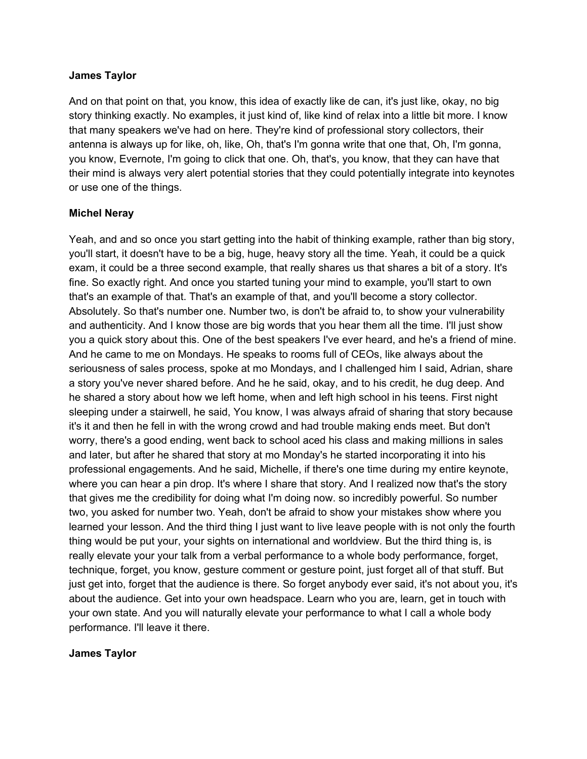**James Taylor**

And on that point on that, you know, this idea of exactly like de can, it's just like, okay, no big story thinking exactly. No examples, it just kind of, like kind of relax into a little bit more. I know that many speakers we've had on here. They're kind of professional story collectors, their antenna is always up for like, oh, like, Oh, that's I'm gonna write that one that, Oh, I'm gonna, you know, Evernote, I'm going to click that one. Oh, that's, you know, that they can have that their mind is always very alert potential stories that they could potentially integrate into keynotes or use one of the things.

**Michel Neray**

Yeah, and and so once you start getting into the habit of thinking example, rather than big story, you'll start, it doesn't have to be a big, huge, heavy story all the time. Yeah, it could be a quick exam, it could be a three second example, that really shares us that shares a bit of a story. It's fine. So exactly right. And once you started tuning your mind to example, you'll start to own that's an example of that. That's an example of that, and you'll become a story collector. Absolutely. So that's number one. Number two, is don't be afraid to, to show your vulnerability and authenticity. And I know those are big words that you hear them all the time. I'll just show you a quick story about this. One of the best speakers I've ever heard, and he's a friend of mine. And he came to me on Mondays. He speaks to rooms full of CEOs, like always about the seriousness of sales process, spoke at mo Mondays, and I challenged him I said, Adrian, share a story you've never shared before. And he he said, okay, and to his credit, he dug deep. And he shared a story about how we left home, when and left high school in his teens. First night sleeping under a stairwell, he said, You know, I was always afraid of sharing that story because it's it and then he fell in with the wrong crowd and had trouble making ends meet. But don't worry, there's a good ending, went back to school aced his class and making millions in sales and later, but after he shared that story at mo Monday's he started incorporating it into his professional engagements. And he said, Michelle, if there's one time during my entire keynote, where you can hear a pin drop. It's where I share that story. And I realized now that's the story that gives me the credibility for doing what I'm doing now. so incredibly powerful. So number two, you asked for number two. Yeah, don't be afraid to show your mistakes show where you learned your lesson. And the third thing I just want to live leave people with is not only the fourth thing would be put your, your sights on international and worldview. But the third thing is, is really elevate your your talk from a verbal performance to a whole body performance, forget, technique, forget, you know, gesture comment or gesture point, just forget all of that stuff. But just get into, forget that the audience is there. So forget anybody ever said, it's not about you, it's about the audience. Get into your own headspace. Learn who you are, learn, get in touch with your own state. And you will naturally elevate your performance to what I call a whole body performance. I'll leave it there.

**James Taylor**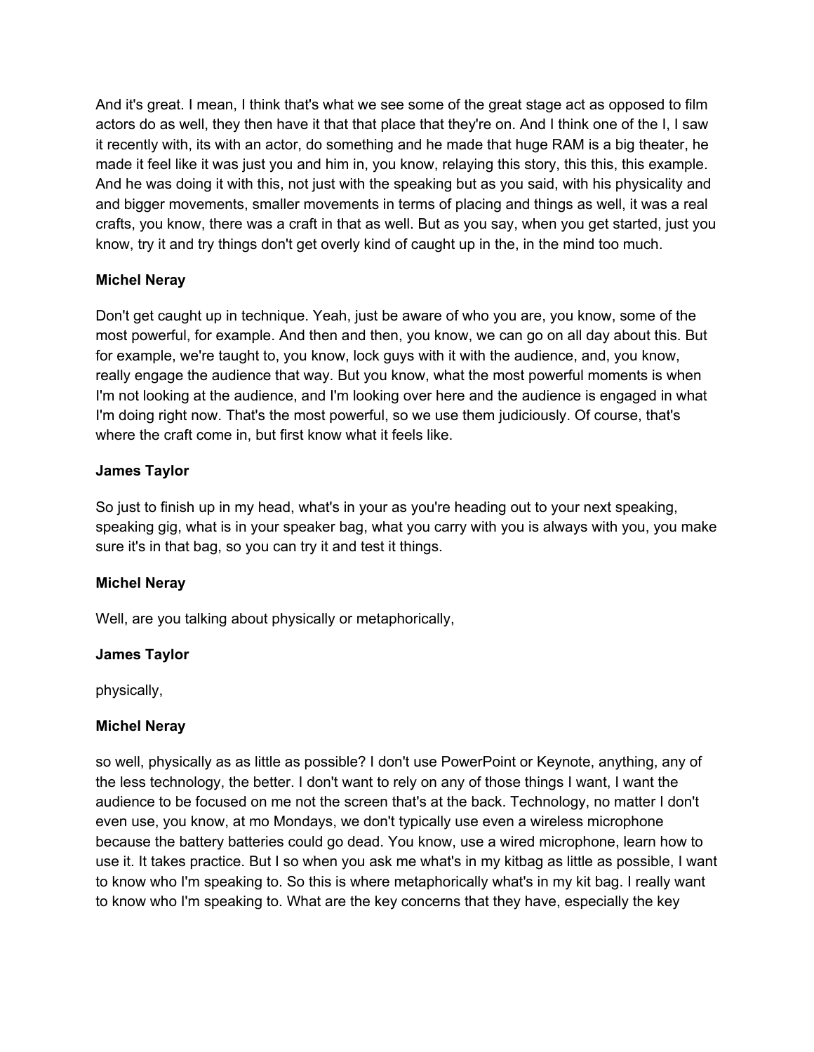And it's great. I mean, I think that's what we see some of the great stage act as opposed to film actors do as well, they then have it that that place that they're on. And I think one of the I, I saw it recently with, its with an actor, do something and he made that huge RAM is a big theater, he made it feel like it was just you and him in, you know, relaying this story, this this, this example. And he was doing it with this, not just with the speaking but as you said, with his physicality and and bigger movements, smaller movements in terms of placing and things as well, it was a real crafts, you know, there was a craft in that as well. But as you say, when you get started, just you know, try it and try things don't get overly kind of caught up in the, in the mind too much.

**Michel Neray**

Don't get caught up in technique. Yeah, just be aware of who you are, you know, some of the most powerful, for example. And then and then, you know, we can go on all day about this. But for example, we're taught to, you know, lock guys with it with the audience, and, you know, really engage the audience that way. But you know, what the most powerful moments is when I'm not looking at the audience, and I'm looking over here and the audience is engaged in what I'm doing right now. That's the most powerful, so we use them judiciously. Of course, that's where the craft come in, but first know what it feels like.

**James Taylor**

So just to finish up in my head, what's in your as you're heading out to your next speaking, speaking gig, what is in your speaker bag, what you carry with you is always with you, you make sure it's in that bag, so you can try it and test it things.

**Michel Neray**

Well, are you talking about physically or metaphorically,

**James Taylor**

physically,

**Michel Neray**

so well, physically as as little as possible? I don't use PowerPoint or Keynote, anything, any of the less technology, the better. I don't want to rely on any of those things I want, I want the audience to be focused on me not the screen that's at the back. Technology, no matter I don't even use, you know, at mo Mondays, we don't typically use even a wireless microphone because the battery batteries could go dead. You know, use a wired microphone, learn how to use it. It takes practice. But I so when you ask me what's in my kitbag as little as possible, I want to know who I'm speaking to. So this is where metaphorically what's in my kit bag. I really want to know who I'm speaking to. What are the key concerns that they have, especially the key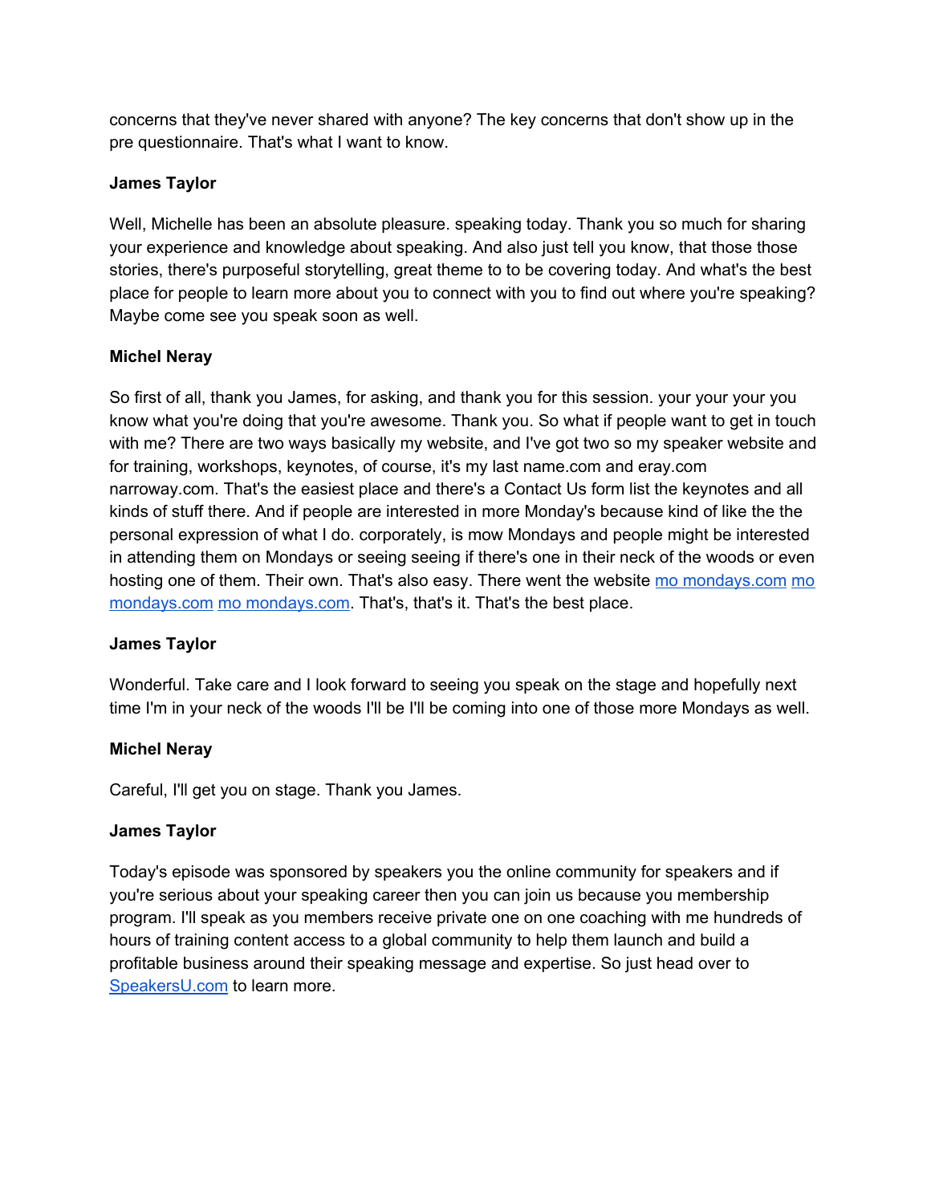concerns that they've never shared with anyone? The key concerns that don't show up in the pre questionnaire. That's what I want to know.

**James Taylor**

Well, Michelle has been an absolute pleasure. speaking today. Thank you so much for sharing your experience and knowledge about speaking. And also just tell you know, that those those stories, there's purposeful storytelling, great theme to to be covering today. And what's the best place for people to learn more about you to connect with you to find out where you're speaking? Maybe come see you speak soon as well.

**Michel Neray**

So first of all, thank you James, for asking, and thank you for this session. your your your you know what you're doing that you're awesome. Thank you. So what if people want to get in touch with me? There are two ways basically my website, and I've got two so my speaker website and for training, workshops, keynotes, of course, it's my last name.com and eray.com narroway.com. That's the easiest place and there's a Contact Us form list the keynotes and all kinds of stuff there. And if people are interested in more Monday's because kind of like the the personal expression of what I do. corporately, is mow Mondays and people might be interested in attending them on Mondays or seeing seeing if there's one in their neck of the woods or even hosting one of them. Their own. That's also easy. There went the website mo mondays.com mo mondays.com mo mondays.com. That's, that's it. That's the best place.

**James Taylor**

Wonderful. Take care and I look forward to seeing you speak on the stage and hopefully next time I'm in your neck of the woods I'll be I'll be coming into one of those more Mondays as well.

**Michel Neray**

Careful, I'll get you on stage. Thank you James.

**James Taylor**

Today's episode was sponsored by speakers you the online community for speakers and if you're serious about your speaking career then you can join us because you membership program. I'll speak as you members receive private one on one coaching with me hundreds of hours of training content access to a global community to help them launch and build a profitable business around their speaking message and expertise. So just head over to SpeakersU.com to learn more.